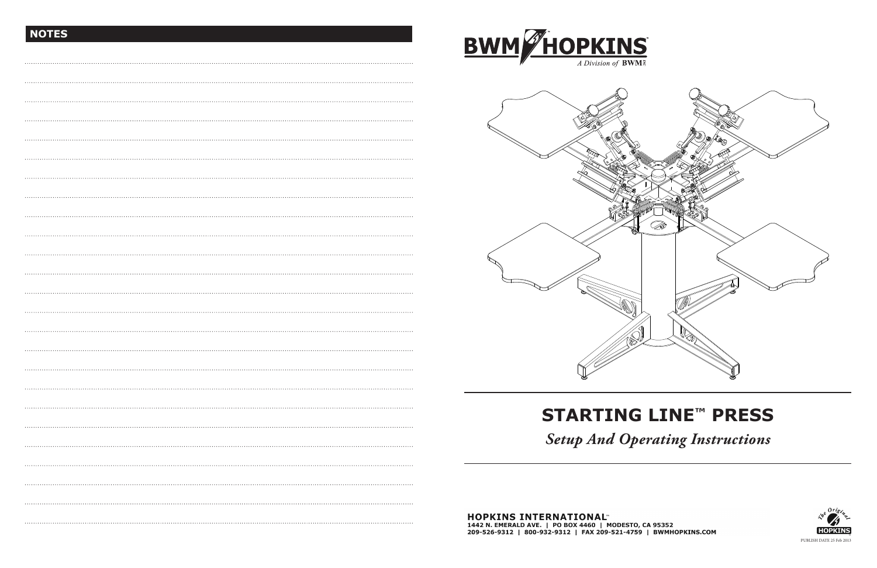## NOTES

BWM HOPKINS™

*A Division of* **BWM**

# STARTING LINE™ PRESS

## *Setup And Operating Instructions*

**HOPKINS INTERNATIONAL™**
**1442 N. EMERALD AVE. | PO BOX 4460 | MODESTO, CA 95352**
**209-526-9312 | 800-932-9312 | FAX 209-521-4759 | BWMHOPKINS.COM**

The Original HOPKINS

PUBLISH DATE 25 Feb 2013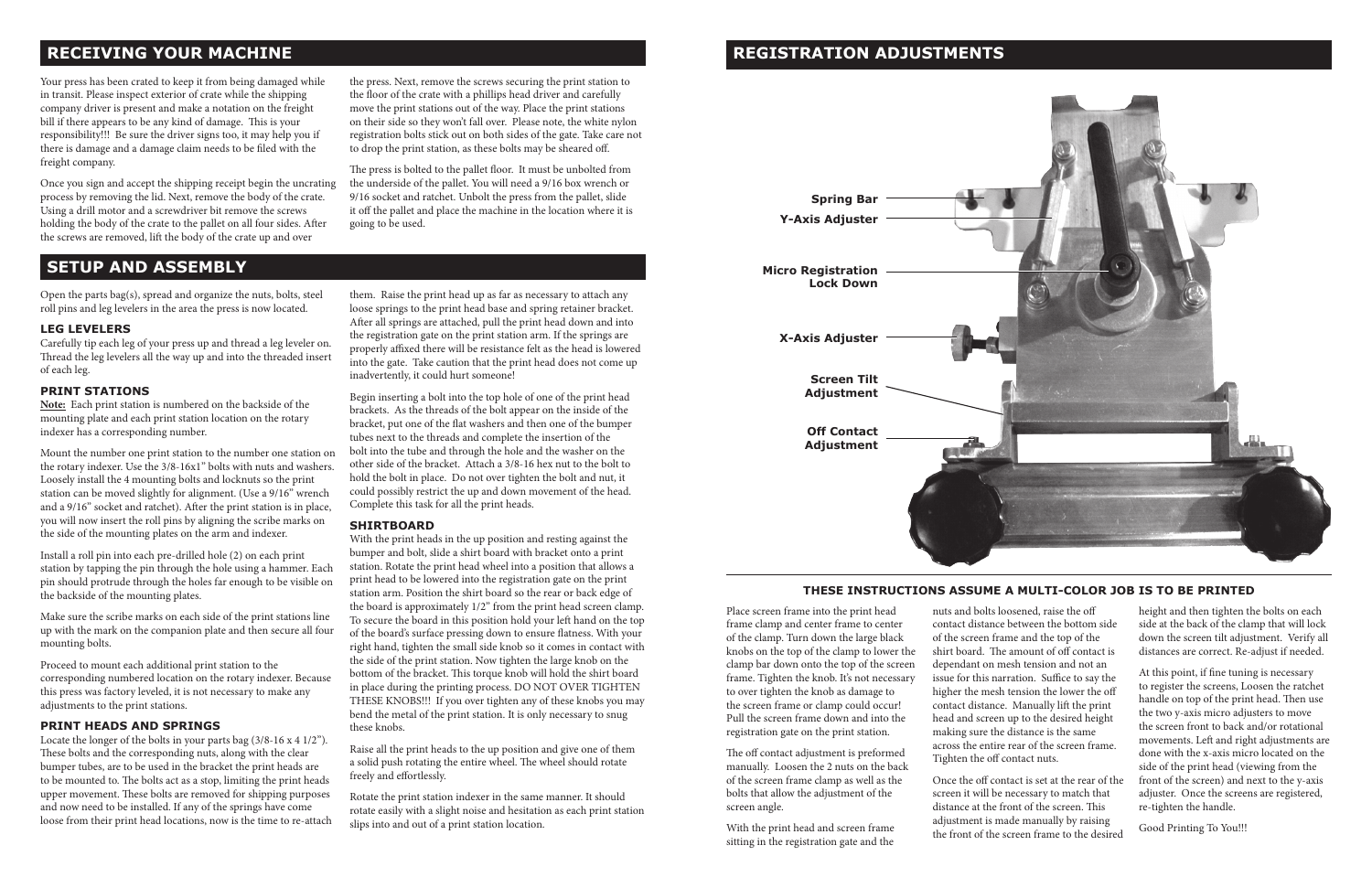## RECEIVING YOUR MACHINE

Your press has been crated to keep it from being damaged while in transit. Please inspect exterior of crate while the shipping company driver is present and make a notation on the freight bill if there appears to be any kind of damage. This is your responsibility!!! Be sure the driver signs too, it may help you if there is damage and a damage claim needs to be filed with the freight company.

Once you sign and accept the shipping receipt begin the uncrating process by removing the lid. Next, remove the body of the crate. Using a drill motor and a screwdriver bit remove the screws holding the body of the crate to the pallet on all four sides. After the screws are removed, lift the body of the crate up and over the press. Next, remove the screws securing the print station to the floor of the crate with a phillips head driver and carefully move the print stations out of the way. Place the print stations on their side so they won't fall over. Please note, the white nylon registration bolts stick out on both sides of the gate. Take care not to drop the print station, as these bolts may be sheared off.

The press is bolted to the pallet floor. It must be unbolted from the underside of the pallet. You will need a 9/16 box wrench or 9/16 socket and ratchet. Unbolt the press from the pallet, slide it off the pallet and place the machine in the location where it is going to be used.

## SETUP AND ASSEMBLY

Open the parts bag(s), spread and organize the nuts, bolts, steel roll pins and leg levelers in the area the press is now located.

### LEG LEVELERS

Carefully tip each leg of your press up and thread a leg leveler on. Thread the leg levelers all the way up and into the threaded insert of each leg.

### PRINT STATIONS

**Note:** Each print station is numbered on the backside of the mounting plate and each print station location on the rotary indexer has a corresponding number.

Mount the number one print station to the number one station on the rotary indexer. Use the 3/8-16x1" bolts with nuts and washers. Loosely install the 4 mounting bolts and locknuts so the print station can be moved slightly for alignment. (Use a 9/16" wrench and a 9/16" socket and ratchet). After the print station is in place, you will now insert the roll pins by aligning the scribe marks on the side of the mounting plates on the arm and indexer.

Install a roll pin into each pre-drilled hole (2) on each print station by tapping the pin through the hole using a hammer. Each pin should protrude through the holes far enough to be visible on the backside of the mounting plates.

Make sure the scribe marks on each side of the print stations line up with the mark on the companion plate and then secure all four mounting bolts.

Proceed to mount each additional print station to the corresponding numbered location on the rotary indexer. Because this press was factory leveled, it is not necessary to make any adjustments to the print stations.

### PRINT HEADS AND SPRINGS

Locate the longer of the bolts in your parts bag (3/8-16 x 4 1/2"). These bolts and the corresponding nuts, along with the clear bumper tubes, are to be used in the bracket the print heads are to be mounted to. The bolts act as a stop, limiting the print heads upper movement. These bolts are removed for shipping purposes and now need to be installed. If any of the springs have come loose from their print head locations, now is the time to re-attach them. Raise the print head up as far as necessary to attach any loose springs to the print head base and spring retainer bracket. After all springs are attached, pull the print head down and into the registration gate on the print station arm. If the springs are properly affixed there will be resistance felt as the head is lowered into the gate. Take caution that the print head does not come up inadvertently, it could hurt someone!

Begin inserting a bolt into the top hole of one of the print head brackets. As the threads of the bolt appear on the inside of the bracket, put one of the flat washers and then one of the bumper tubes next to the threads and complete the insertion of the bolt into the tube and through the hole and the washer on the other side of the bracket. Attach a 3/8-16 hex nut to the bolt to hold the bolt in place. Do not over tighten the bolt and nut, it could possibly restrict the up and down movement of the head. Complete this task for all the print heads.

### SHIRTBOARD

With the print heads in the up position and resting against the bumper and bolt, slide a shirt board with bracket onto a print station. Rotate the print head wheel into a position that allows a print head to be lowered into the registration gate on the print station arm. Position the shirt board so the rear or back edge of the board is approximately 1/2" from the print head screen clamp. To secure the board in this position hold your left hand on the top of the board's surface pressing down to ensure flatness. With your right hand, tighten the small side knob so it comes in contact with the side of the print station. Now tighten the large knob on the bottom of the bracket. This torque knob will hold the shirt board in place during the printing process. DO NOT OVER TIGHTEN THESE KNOBS!!! If you over tighten any of these knobs you may bend the metal of the print station. It is only necessary to snug these knobs.

Raise all the print heads to the up position and give one of them a solid push rotating the entire wheel. The wheel should rotate freely and effortlessly.

Rotate the print station indexer in the same manner. It should rotate easily with a slight noise and hesitation as each print station slips into and out of a print station location.

## REGISTRATION ADJUSTMENTS

Spring Bar
Y-Axis Adjuster
Micro Registration Lock Down
X-Axis Adjuster
Screen Tilt Adjustment
Off Contact Adjustment

**THESE INSTRUCTIONS ASSUME A MULTI-COLOR JOB IS TO BE PRINTED**

Place screen frame into the print head frame clamp and center frame to center of the clamp. Turn down the large black knobs on the top of the clamp to lower the clamp bar down onto the top of the screen frame. Tighten the knob. It's not necessary to over tighten the knob as damage to the screen frame or clamp could occur! Pull the screen frame down and into the registration gate on the print station.

The off contact adjustment is preformed manually. Loosen the 2 nuts on the back of the screen frame clamp as well as the bolts that allow the adjustment of the screen angle.

With the print head and screen frame sitting in the registration gate and the nuts and bolts loosened, raise the off contact distance between the bottom side of the screen frame and the top of the shirt board. The amount of off contact is dependant on mesh tension and not an issue for this narration. Suffice to say the higher the mesh tension the lower the off contact distance. Manually lift the print head and screen up to the desired height making sure the distance is the same across the entire rear of the screen frame. Tighten the off contact nuts.

Once the off contact is set at the rear of the screen it will be necessary to match that distance at the front of the screen. This adjustment is made manually by raising the front of the screen frame to the desired height and then tighten the bolts on each side at the back of the clamp that will lock down the screen tilt adjustment. Verify all distances are correct. Re-adjust if needed.

At this point, if fine tuning is necessary to register the screens, Loosen the ratchet handle on top of the print head. Then use the two y-axis micro adjusters to move the screen front to back and/or rotational movements. Left and right adjustments are done with the x-axis micro located on the side of the print head (viewing from the front of the screen) and next to the y-axis adjuster. Once the screens are registered, re-tighten the handle.

Good Printing To You!!!